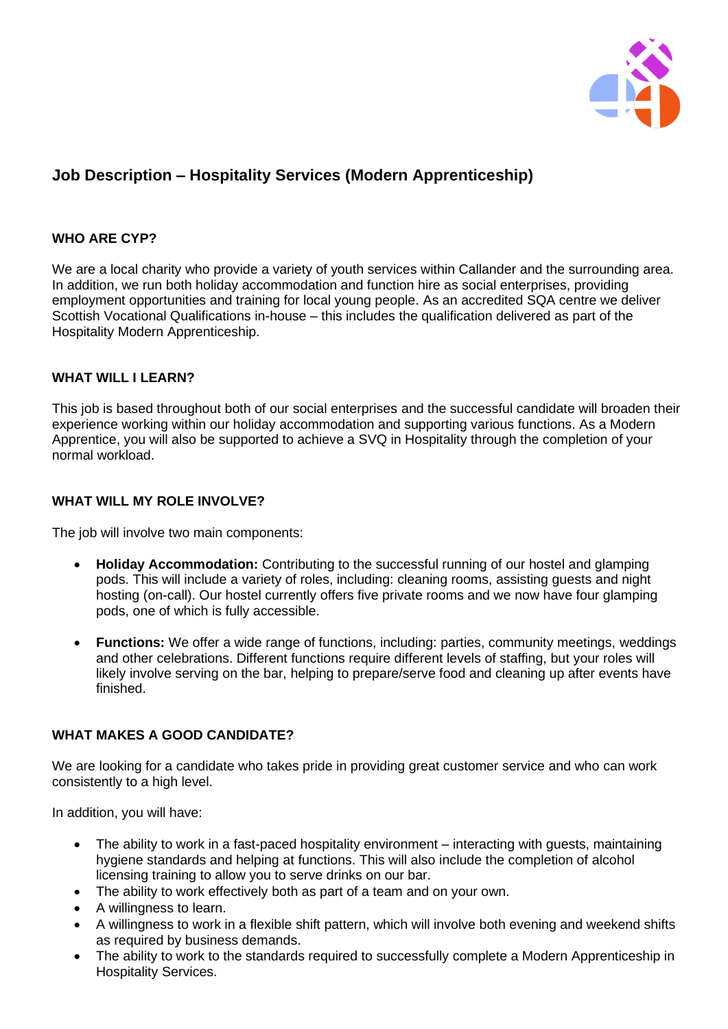# Job Description – Hospitality Services (Modern Apprenticeship)

## WHO ARE CYP?

We are a local charity who provide a variety of youth services within Callander and the surrounding area. In addition, we run both holiday accommodation and function hire as social enterprises, providing employment opportunities and training for local young people. As an accredited SQA centre we deliver Scottish Vocational Qualifications in-house – this includes the qualification delivered as part of the Hospitality Modern Apprenticeship.

## WHAT WILL I LEARN?

This job is based throughout both of our social enterprises and the successful candidate will broaden their experience working within our holiday accommodation and supporting various functions. As a Modern Apprentice, you will also be supported to achieve a SVQ in Hospitality through the completion of your normal workload.

## WHAT WILL MY ROLE INVOLVE?

The job will involve two main components:

- **Holiday Accommodation:** Contributing to the successful running of our hostel and glamping pods. This will include a variety of roles, including: cleaning rooms, assisting guests and night hosting (on-call). Our hostel currently offers five private rooms and we now have four glamping pods, one of which is fully accessible.

- **Functions:** We offer a wide range of functions, including: parties, community meetings, weddings and other celebrations. Different functions require different levels of staffing, but your roles will likely involve serving on the bar, helping to prepare/serve food and cleaning up after events have finished.

## WHAT MAKES A GOOD CANDIDATE?

We are looking for a candidate who takes pride in providing great customer service and who can work consistently to a high level.

In addition, you will have:

- The ability to work in a fast-paced hospitality environment – interacting with guests, maintaining hygiene standards and helping at functions. This will also include the completion of alcohol licensing training to allow you to serve drinks on our bar.
- The ability to work effectively both as part of a team and on your own.
- A willingness to learn.
- A willingness to work in a flexible shift pattern, which will involve both evening and weekend shifts as required by business demands.
- The ability to work to the standards required to successfully complete a Modern Apprenticeship in Hospitality Services.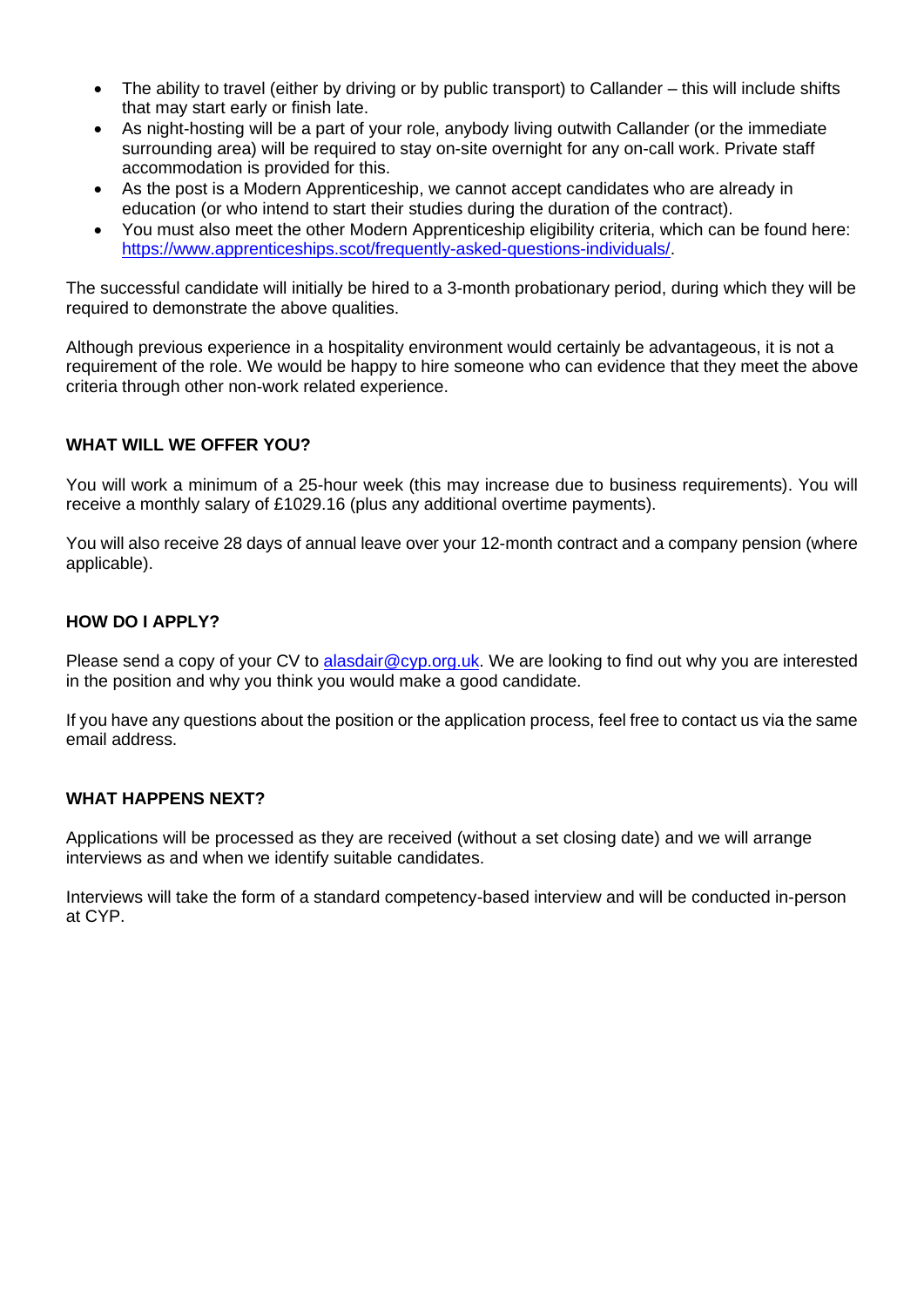- The ability to travel (either by driving or by public transport) to Callander – this will include shifts that may start early or finish late.
- As night-hosting will be a part of your role, anybody living outwith Callander (or the immediate surrounding area) will be required to stay on-site overnight for any on-call work. Private staff accommodation is provided for this.
- As the post is a Modern Apprenticeship, we cannot accept candidates who are already in education (or who intend to start their studies during the duration of the contract).
- You must also meet the other Modern Apprenticeship eligibility criteria, which can be found here: https://www.apprenticeships.scot/frequently-asked-questions-individuals/.

The successful candidate will initially be hired to a 3-month probationary period, during which they will be required to demonstrate the above qualities.

Although previous experience in a hospitality environment would certainly be advantageous, it is not a requirement of the role. We would be happy to hire someone who can evidence that they meet the above criteria through other non-work related experience.

## WHAT WILL WE OFFER YOU?

You will work a minimum of a 25-hour week (this may increase due to business requirements). You will receive a monthly salary of £1029.16 (plus any additional overtime payments).

You will also receive 28 days of annual leave over your 12-month contract and a company pension (where applicable).

## HOW DO I APPLY?

Please send a copy of your CV to alasdair@cyp.org.uk. We are looking to find out why you are interested in the position and why you think you would make a good candidate.

If you have any questions about the position or the application process, feel free to contact us via the same email address.

## WHAT HAPPENS NEXT?

Applications will be processed as they are received (without a set closing date) and we will arrange interviews as and when we identify suitable candidates.

Interviews will take the form of a standard competency-based interview and will be conducted in-person at CYP.